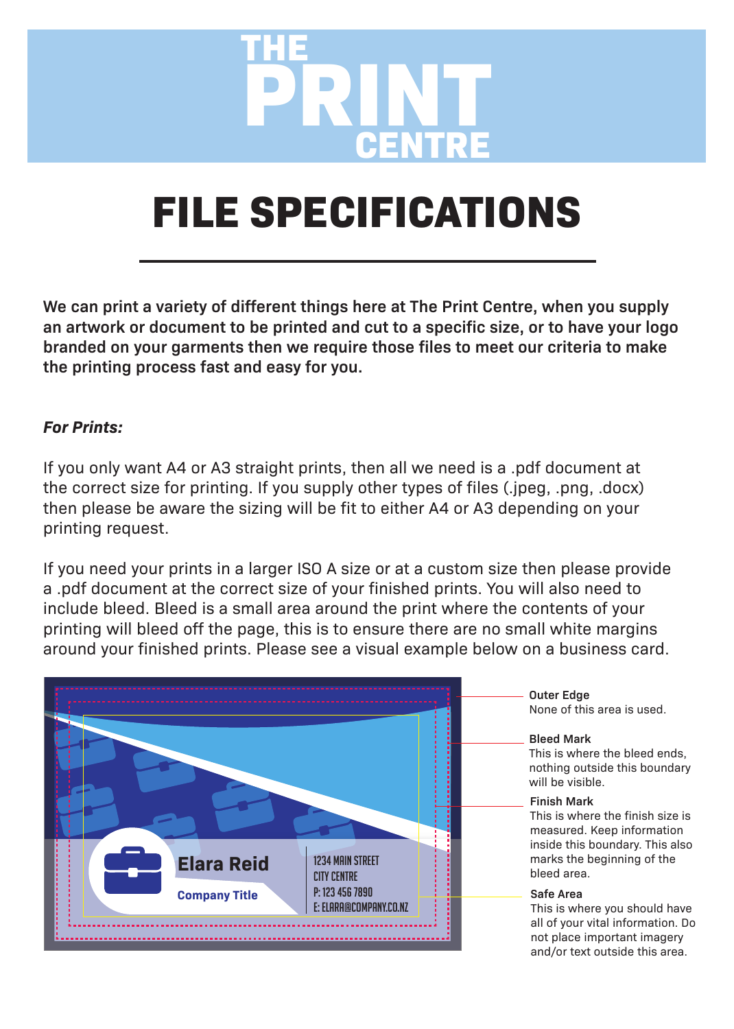# THE PRINT CENTRE

# FILE SPECIFICATIONS

**We can print a variety of different things here at The Print Centre, when you supply an artwork or document to be printed and cut to a specific size, or to have your logo branded on your garments then we require those files to meet our criteria to make the printing process fast and easy for you.**

***For Prints:***

If you only want A4 or A3 straight prints, then all we need is a .pdf document at the correct size for printing. If you supply other types of files (.jpeg, .png, .docx) then please be aware the sizing will be fit to either A4 or A3 depending on your printing request.

If you need your prints in a larger ISO A size or at a custom size then please provide a .pdf document at the correct size of your finished prints. You will also need to include bleed. Bleed is a small area around the print where the contents of your printing will bleed off the page, this is to ensure there are no small white margins around your finished prints. Please see a visual example below on a business card.

Elara Reid
Company Title
1234 MAIN STREET
CITY CENTRE
P: 123 456 7890
E: ELARA@COMPANY.CO.NZ

**Outer Edge**
None of this area is used.

**Bleed Mark**
This is where the bleed ends, nothing outside this boundary will be visible.

**Finish Mark**
This is where the finish size is measured. Keep information inside this boundary. This also marks the beginning of the bleed area.

**Safe Area**
This is where you should have all of your vital information. Do not place important imagery and/or text outside this area.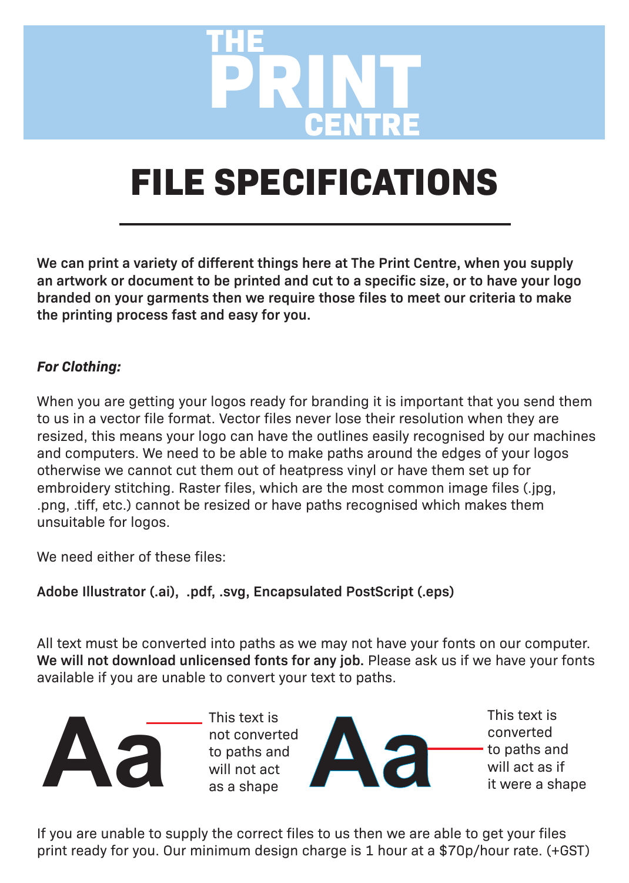# THE PRINT CENTRE

# FILE SPECIFICATIONS

**We can print a variety of different things here at The Print Centre, when you supply an artwork or document to be printed and cut to a specific size, or to have your logo branded on your garments then we require those files to meet our criteria to make the printing process fast and easy for you.**

***For Clothing:***

When you are getting your logos ready for branding it is important that you send them to us in a vector file format. Vector files never lose their resolution when they are resized, this means your logo can have the outlines easily recognised by our machines and computers. We need to be able to make paths around the edges of your logos otherwise we cannot cut them out of heatpress vinyl or have them set up for embroidery stitching. Raster files, which are the most common image files (.jpg, .png, .tiff, etc.) cannot be resized or have paths recognised which makes them unsuitable for logos.

We need either of these files:

**Adobe Illustrator (.ai), .pdf, .svg, Encapsulated PostScript (.eps)**

All text must be converted into paths as we may not have your fonts on our computer. **We will not download unlicensed fonts for any job.** Please ask us if we have your fonts available if you are unable to convert your text to paths.

Aa — This text is not converted to paths and will not act as a shape

Aa — This text is converted to paths and will act as if it were a shape

If you are unable to supply the correct files to us then we are able to get your files print ready for you. Our minimum design charge is 1 hour at a $70p/hour rate. (+GST)